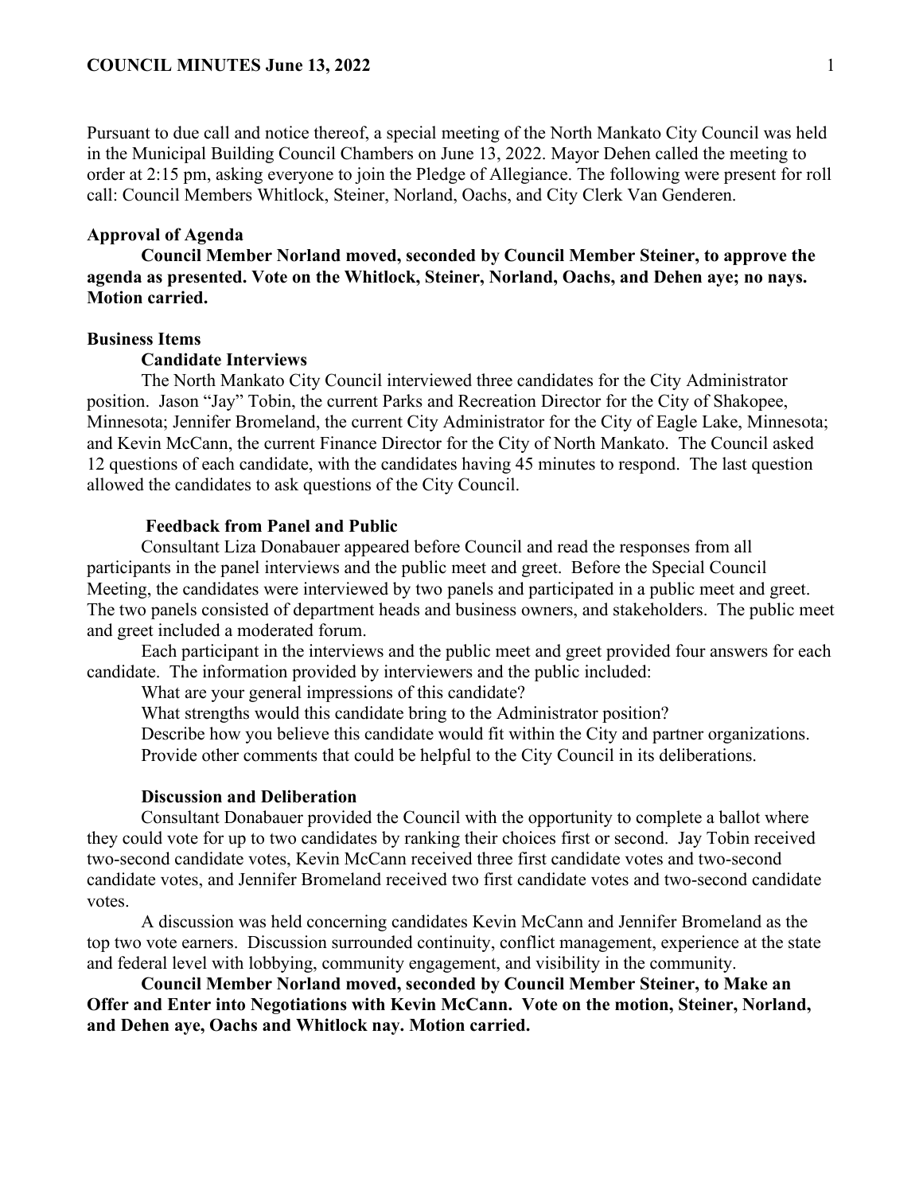Pursuant to due call and notice thereof, a special meeting of the North Mankato City Council was held in the Municipal Building Council Chambers on June 13, 2022. Mayor Dehen called the meeting to order at 2:15 pm, asking everyone to join the Pledge of Allegiance. The following were present for roll call: Council Members Whitlock, Steiner, Norland, Oachs, and City Clerk Van Genderen.

**Approval of Agenda**

**Council Member Norland moved, seconded by Council Member Steiner, to approve the agenda as presented. Vote on the Whitlock, Steiner, Norland, Oachs, and Dehen aye; no nays. Motion carried.**

**Business Items**

**Candidate Interviews**

The North Mankato City Council interviewed three candidates for the City Administrator position. Jason "Jay" Tobin, the current Parks and Recreation Director for the City of Shakopee, Minnesota; Jennifer Bromeland, the current City Administrator for the City of Eagle Lake, Minnesota; and Kevin McCann, the current Finance Director for the City of North Mankato. The Council asked 12 questions of each candidate, with the candidates having 45 minutes to respond. The last question allowed the candidates to ask questions of the City Council.

**Feedback from Panel and Public**

Consultant Liza Donabauer appeared before Council and read the responses from all participants in the panel interviews and the public meet and greet. Before the Special Council Meeting, the candidates were interviewed by two panels and participated in a public meet and greet. The two panels consisted of department heads and business owners, and stakeholders. The public meet and greet included a moderated forum.

Each participant in the interviews and the public meet and greet provided four answers for each candidate. The information provided by interviewers and the public included:

What are your general impressions of this candidate?

What strengths would this candidate bring to the Administrator position?

Describe how you believe this candidate would fit within the City and partner organizations.

Provide other comments that could be helpful to the City Council in its deliberations.

**Discussion and Deliberation**

Consultant Donabauer provided the Council with the opportunity to complete a ballot where they could vote for up to two candidates by ranking their choices first or second. Jay Tobin received two-second candidate votes, Kevin McCann received three first candidate votes and two-second candidate votes, and Jennifer Bromeland received two first candidate votes and two-second candidate votes.

A discussion was held concerning candidates Kevin McCann and Jennifer Bromeland as the top two vote earners. Discussion surrounded continuity, conflict management, experience at the state and federal level with lobbying, community engagement, and visibility in the community.

**Council Member Norland moved, seconded by Council Member Steiner, to Make an Offer and Enter into Negotiations with Kevin McCann. Vote on the motion, Steiner, Norland, and Dehen aye, Oachs and Whitlock nay. Motion carried.**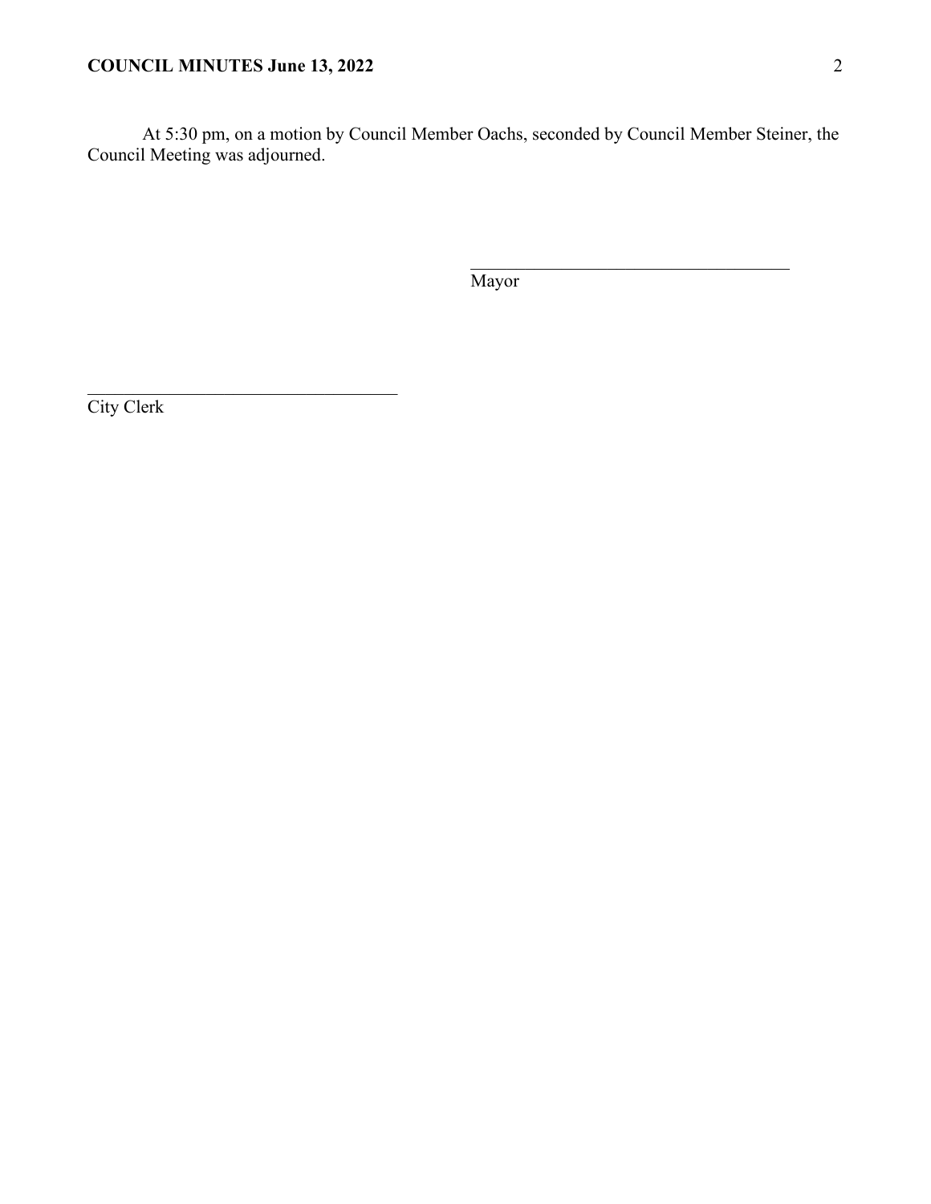At 5:30 pm, on a motion by Council Member Oachs, seconded by Council Member Steiner, the Council Meeting was adjourned.

\_\_\_\_\_\_\_\_\_\_\_\_\_\_\_\_\_\_\_\_\_\_\_\_\_\_\_\_\_\_\_\_\_\_\_\_
Mayor

\_\_\_\_\_\_\_\_\_\_\_\_\_\_\_\_\_\_\_\_\_\_\_\_\_\_\_\_\_\_\_\_\_\_\_\_
City Clerk